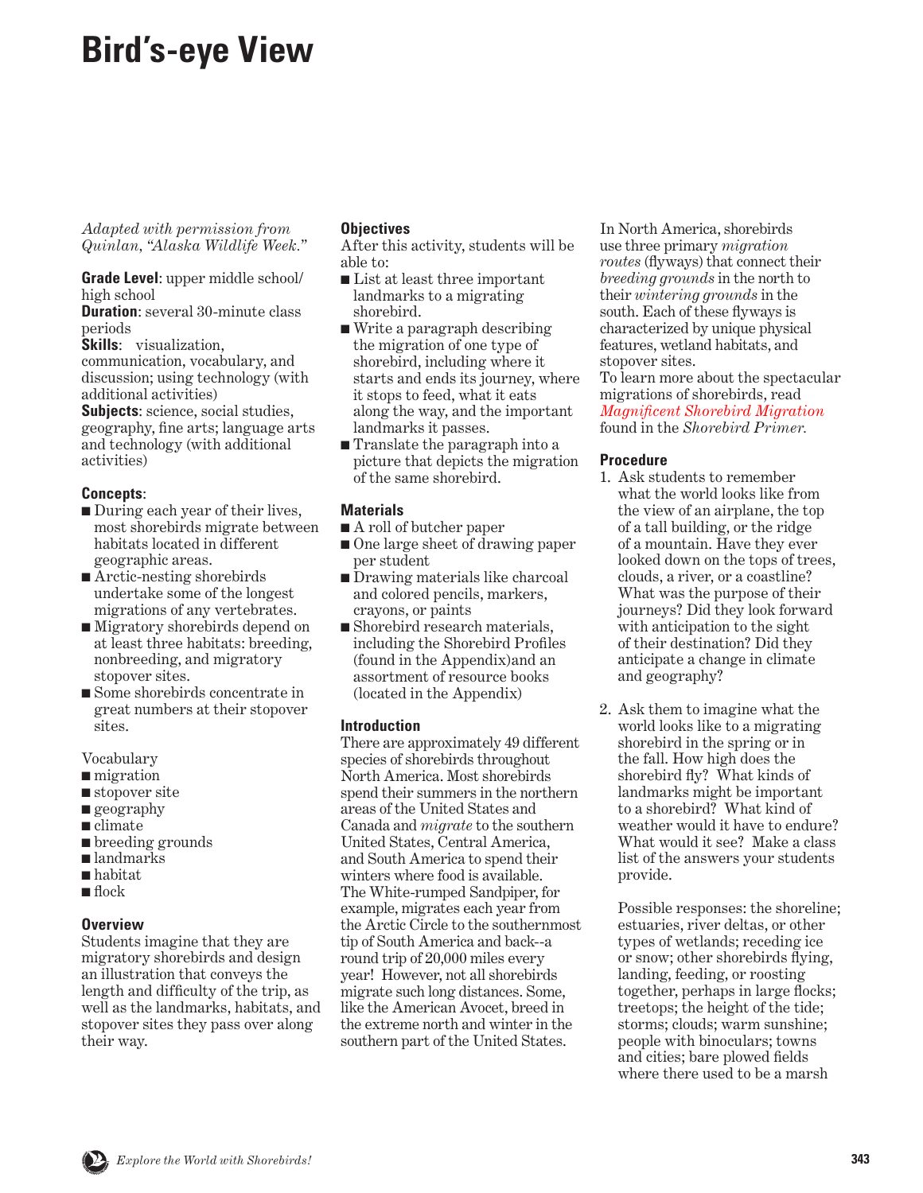# Bird's-eye View

*Adapted with permission from Quinlan, "Alaska Wildlife Week."*

**Grade Level**: upper middle school/ high school
**Duration**: several 30-minute class periods
**Skills**: visualization, communication, vocabulary, and discussion; using technology (with additional activities)
**Subjects**: science, social studies, geography, fine arts; language arts and technology (with additional activities)

### Concepts:

- During each year of their lives, most shorebirds migrate between habitats located in different geographic areas.
- Arctic-nesting shorebirds undertake some of the longest migrations of any vertebrates.
- Migratory shorebirds depend on at least three habitats: breeding, nonbreeding, and migratory stopover sites.
- Some shorebirds concentrate in great numbers at their stopover sites.

Vocabulary

- migration
- stopover site
- geography
- climate
- breeding grounds
- landmarks
- habitat
- flock

### Overview

Students imagine that they are migratory shorebirds and design an illustration that conveys the length and difficulty of the trip, as well as the landmarks, habitats, and stopover sites they pass over along their way.

### Objectives

After this activity, students will be able to:

- List at least three important landmarks to a migrating shorebird.
- Write a paragraph describing the migration of one type of shorebird, including where it starts and ends its journey, where it stops to feed, what it eats along the way, and the important landmarks it passes.
- Translate the paragraph into a picture that depicts the migration of the same shorebird.

### Materials

- A roll of butcher paper
- One large sheet of drawing paper per student
- Drawing materials like charcoal and colored pencils, markers, crayons, or paints
- Shorebird research materials, including the Shorebird Profiles (found in the Appendix)and an assortment of resource books (located in the Appendix)

### Introduction

There are approximately 49 different species of shorebirds throughout North America. Most shorebirds spend their summers in the northern areas of the United States and Canada and *migrate* to the southern United States, Central America, and South America to spend their winters where food is available. The White-rumped Sandpiper, for example, migrates each year from the Arctic Circle to the southernmost tip of South America and back--a round trip of 20,000 miles every year! However, not all shorebirds migrate such long distances. Some, like the American Avocet, breed in the extreme north and winter in the southern part of the United States.

In North America, shorebirds use three primary *migration routes* (flyways) that connect their *breeding grounds* in the north to their *wintering grounds* in the south. Each of these flyways is characterized by unique physical features, wetland habitats, and stopover sites.
To learn more about the spectacular migrations of shorebirds, read *Magnificent Shorebird Migration* found in the *Shorebird Primer.*

### Procedure

1. Ask students to remember what the world looks like from the view of an airplane, the top of a tall building, or the ridge of a mountain. Have they ever looked down on the tops of trees, clouds, a river, or a coastline? What was the purpose of their journeys? Did they look forward with anticipation to the sight of their destination? Did they anticipate a change in climate and geography?

2. Ask them to imagine what the world looks like to a migrating shorebird in the spring or in the fall. How high does the shorebird fly? What kinds of landmarks might be important to a shorebird? What kind of weather would it have to endure? What would it see? Make a class list of the answers your students provide.

   Possible responses: the shoreline; estuaries, river deltas, or other types of wetlands; receding ice or snow; other shorebirds flying, landing, feeding, or roosting together, perhaps in large flocks; treetops; the height of the tide; storms; clouds; warm sunshine; people with binoculars; towns and cities; bare plowed fields where there used to be a marsh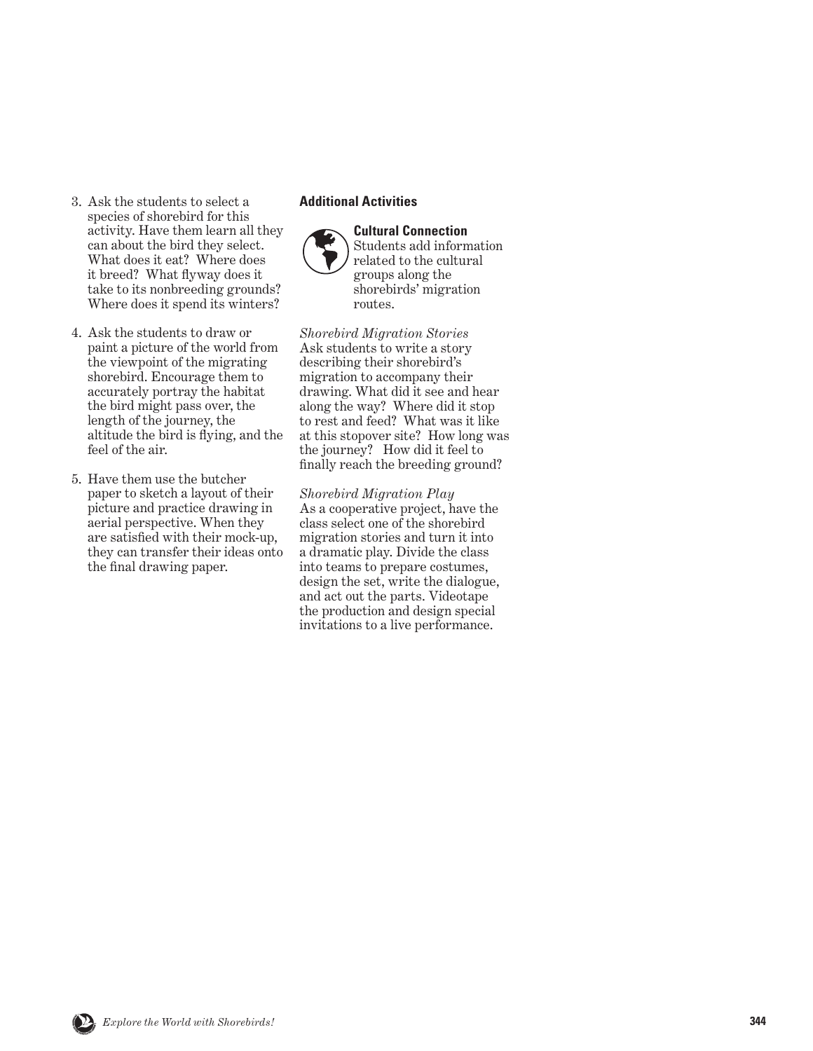3. Ask the students to select a species of shorebird for this activity. Have them learn all they can about the bird they select. What does it eat? Where does it breed? What flyway does it take to its nonbreeding grounds? Where does it spend its winters?

4. Ask the students to draw or paint a picture of the world from the viewpoint of the migrating shorebird. Encourage them to accurately portray the habitat the bird might pass over, the length of the journey, the altitude the bird is flying, and the feel of the air.

5. Have them use the butcher paper to sketch a layout of their picture and practice drawing in aerial perspective. When they are satisfied with their mock-up, they can transfer their ideas onto the final drawing paper.

**Additional Activities**

**Cultural Connection**
Students add information related to the cultural groups along the shorebirds' migration routes.

*Shorebird Migration Stories*
Ask students to write a story describing their shorebird's migration to accompany their drawing. What did it see and hear along the way? Where did it stop to rest and feed? What was it like at this stopover site? How long was the journey? How did it feel to finally reach the breeding ground?

*Shorebird Migration Play*
As a cooperative project, have the class select one of the shorebird migration stories and turn it into a dramatic play. Divide the class into teams to prepare costumes, design the set, write the dialogue, and act out the parts. Videotape the production and design special invitations to a live performance.